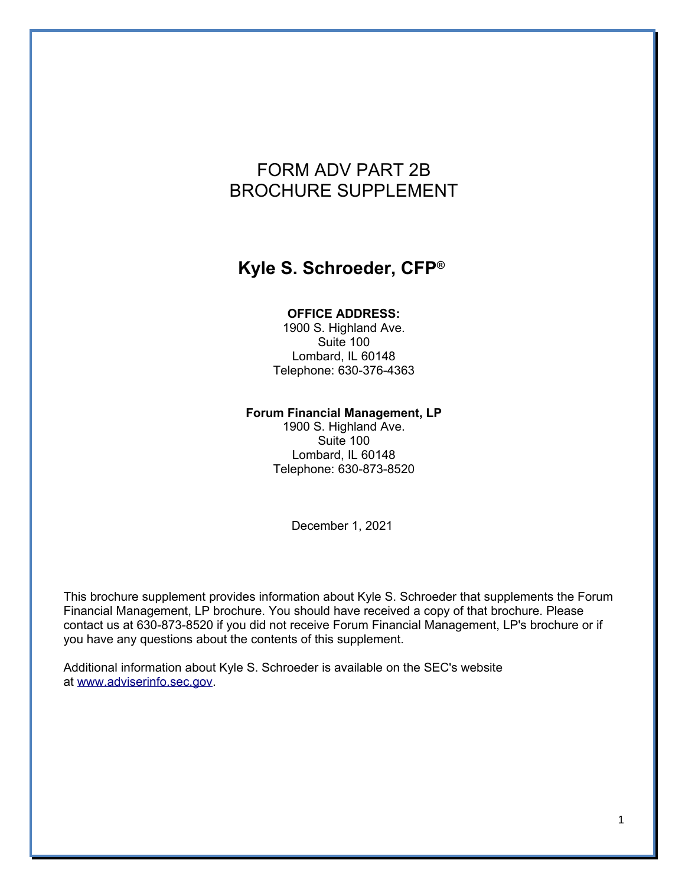# FORM ADV PART 2B
# BROCHURE SUPPLEMENT

## Kyle S. Schroeder, CFP®

**OFFICE ADDRESS:**
1900 S. Highland Ave.
Suite 100
Lombard, IL 60148
Telephone: 630-376-4363

**Forum Financial Management, LP**
1900 S. Highland Ave.
Suite 100
Lombard, IL 60148
Telephone: 630-873-8520

December 1, 2021

This brochure supplement provides information about Kyle S. Schroeder that supplements the Forum Financial Management, LP brochure. You should have received a copy of that brochure. Please contact us at 630-873-8520 if you did not receive Forum Financial Management, LP's brochure or if you have any questions about the contents of this supplement.

Additional information about Kyle S. Schroeder is available on the SEC's website at [www.adviserinfo.sec.gov](http://www.adviserinfo.sec.gov).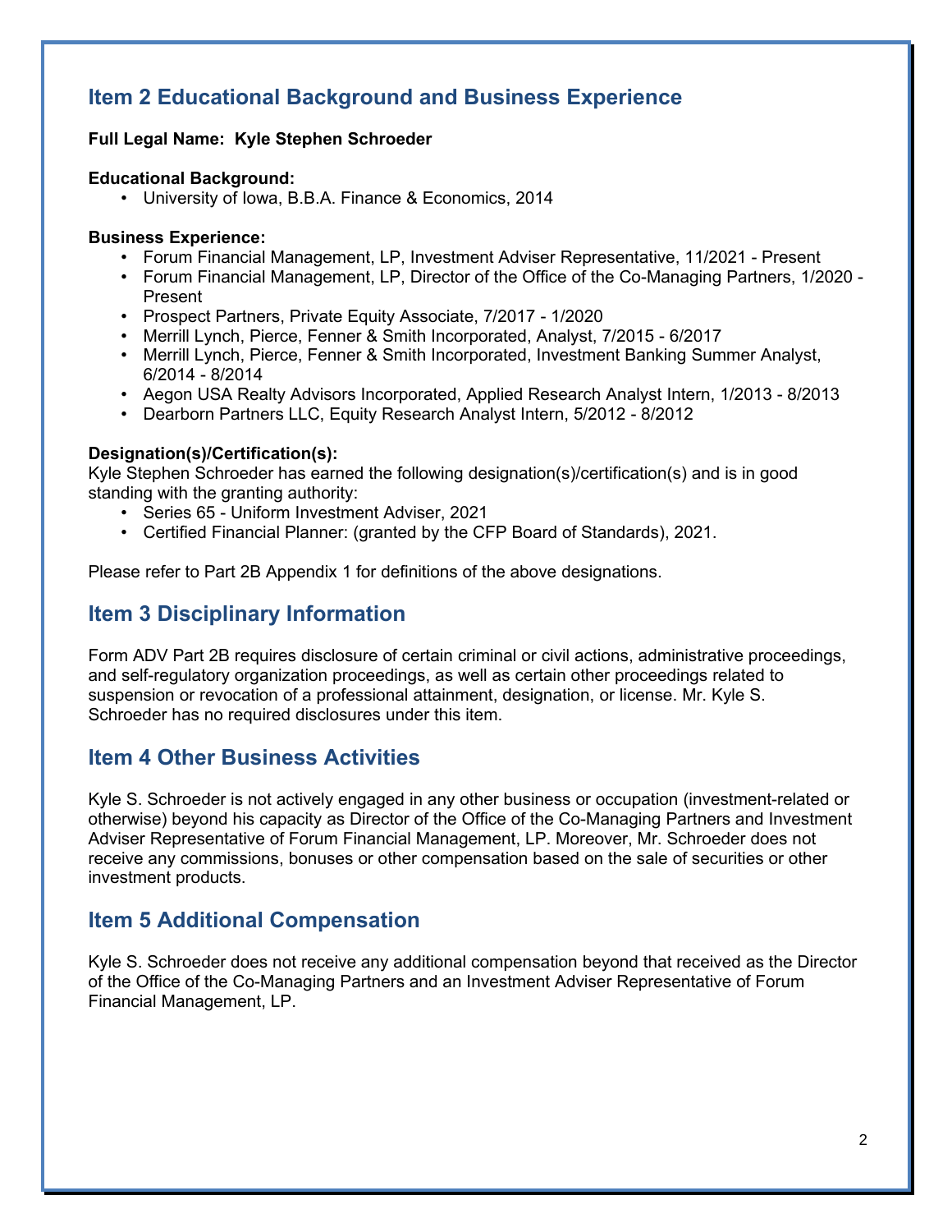## Item 2 Educational Background and Business Experience

**Full Legal Name: Kyle Stephen Schroeder**

**Educational Background:**

- University of Iowa, B.B.A. Finance & Economics, 2014

**Business Experience:**

- Forum Financial Management, LP, Investment Adviser Representative, 11/2021 - Present
- Forum Financial Management, LP, Director of the Office of the Co-Managing Partners, 1/2020 - Present
- Prospect Partners, Private Equity Associate, 7/2017 - 1/2020
- Merrill Lynch, Pierce, Fenner & Smith Incorporated, Analyst, 7/2015 - 6/2017
- Merrill Lynch, Pierce, Fenner & Smith Incorporated, Investment Banking Summer Analyst, 6/2014 - 8/2014
- Aegon USA Realty Advisors Incorporated, Applied Research Analyst Intern, 1/2013 - 8/2013
- Dearborn Partners LLC, Equity Research Analyst Intern, 5/2012 - 8/2012

**Designation(s)/Certification(s):**

Kyle Stephen Schroeder has earned the following designation(s)/certification(s) and is in good standing with the granting authority:

- Series 65 - Uniform Investment Adviser, 2021
- Certified Financial Planner: (granted by the CFP Board of Standards), 2021.

Please refer to Part 2B Appendix 1 for definitions of the above designations.

## Item 3 Disciplinary Information

Form ADV Part 2B requires disclosure of certain criminal or civil actions, administrative proceedings, and self-regulatory organization proceedings, as well as certain other proceedings related to suspension or revocation of a professional attainment, designation, or license. Mr. Kyle S. Schroeder has no required disclosures under this item.

## Item 4 Other Business Activities

Kyle S. Schroeder is not actively engaged in any other business or occupation (investment-related or otherwise) beyond his capacity as Director of the Office of the Co-Managing Partners and Investment Adviser Representative of Forum Financial Management, LP. Moreover, Mr. Schroeder does not receive any commissions, bonuses or other compensation based on the sale of securities or other investment products.

## Item 5 Additional Compensation

Kyle S. Schroeder does not receive any additional compensation beyond that received as the Director of the Office of the Co-Managing Partners and an Investment Adviser Representative of Forum Financial Management, LP.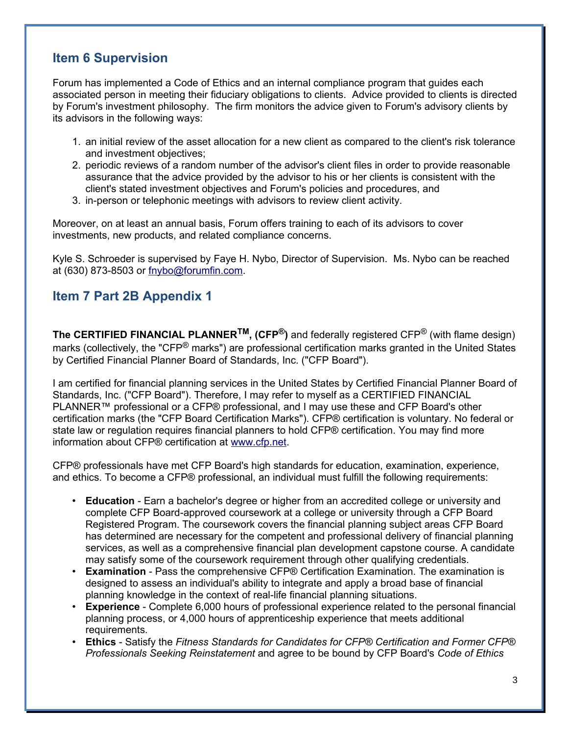## Item 6 Supervision

Forum has implemented a Code of Ethics and an internal compliance program that guides each associated person in meeting their fiduciary obligations to clients. Advice provided to clients is directed by Forum's investment philosophy. The firm monitors the advice given to Forum's advisory clients by its advisors in the following ways:

1. an initial review of the asset allocation for a new client as compared to the client's risk tolerance and investment objectives;
2. periodic reviews of a random number of the advisor's client files in order to provide reasonable assurance that the advice provided by the advisor to his or her clients is consistent with the client's stated investment objectives and Forum's policies and procedures, and
3. in-person or telephonic meetings with advisors to review client activity.

Moreover, on at least an annual basis, Forum offers training to each of its advisors to cover investments, new products, and related compliance concerns.

Kyle S. Schroeder is supervised by Faye H. Nybo, Director of Supervision. Ms. Nybo can be reached at (630) 873-8503 or fnybo@forumfin.com.

## Item 7 Part 2B Appendix 1

**The CERTIFIED FINANCIAL PLANNER™, (CFP®)** and federally registered CFP® (with flame design) marks (collectively, the "CFP® marks") are professional certification marks granted in the United States by Certified Financial Planner Board of Standards, Inc. ("CFP Board").

I am certified for financial planning services in the United States by Certified Financial Planner Board of Standards, Inc. ("CFP Board"). Therefore, I may refer to myself as a CERTIFIED FINANCIAL PLANNER™ professional or a CFP® professional, and I may use these and CFP Board's other certification marks (the "CFP Board Certification Marks"). CFP® certification is voluntary. No federal or state law or regulation requires financial planners to hold CFP® certification. You may find more information about CFP® certification at www.cfp.net.

CFP® professionals have met CFP Board's high standards for education, examination, experience, and ethics. To become a CFP® professional, an individual must fulfill the following requirements:

- **Education** - Earn a bachelor's degree or higher from an accredited college or university and complete CFP Board-approved coursework at a college or university through a CFP Board Registered Program. The coursework covers the financial planning subject areas CFP Board has determined are necessary for the competent and professional delivery of financial planning services, as well as a comprehensive financial plan development capstone course. A candidate may satisfy some of the coursework requirement through other qualifying credentials.
- **Examination** - Pass the comprehensive CFP® Certification Examination. The examination is designed to assess an individual's ability to integrate and apply a broad base of financial planning knowledge in the context of real-life financial planning situations.
- **Experience** - Complete 6,000 hours of professional experience related to the personal financial planning process, or 4,000 hours of apprenticeship experience that meets additional requirements.
- **Ethics** - Satisfy the *Fitness Standards for Candidates for CFP® Certification and Former CFP® Professionals Seeking Reinstatement* and agree to be bound by CFP Board's *Code of Ethics*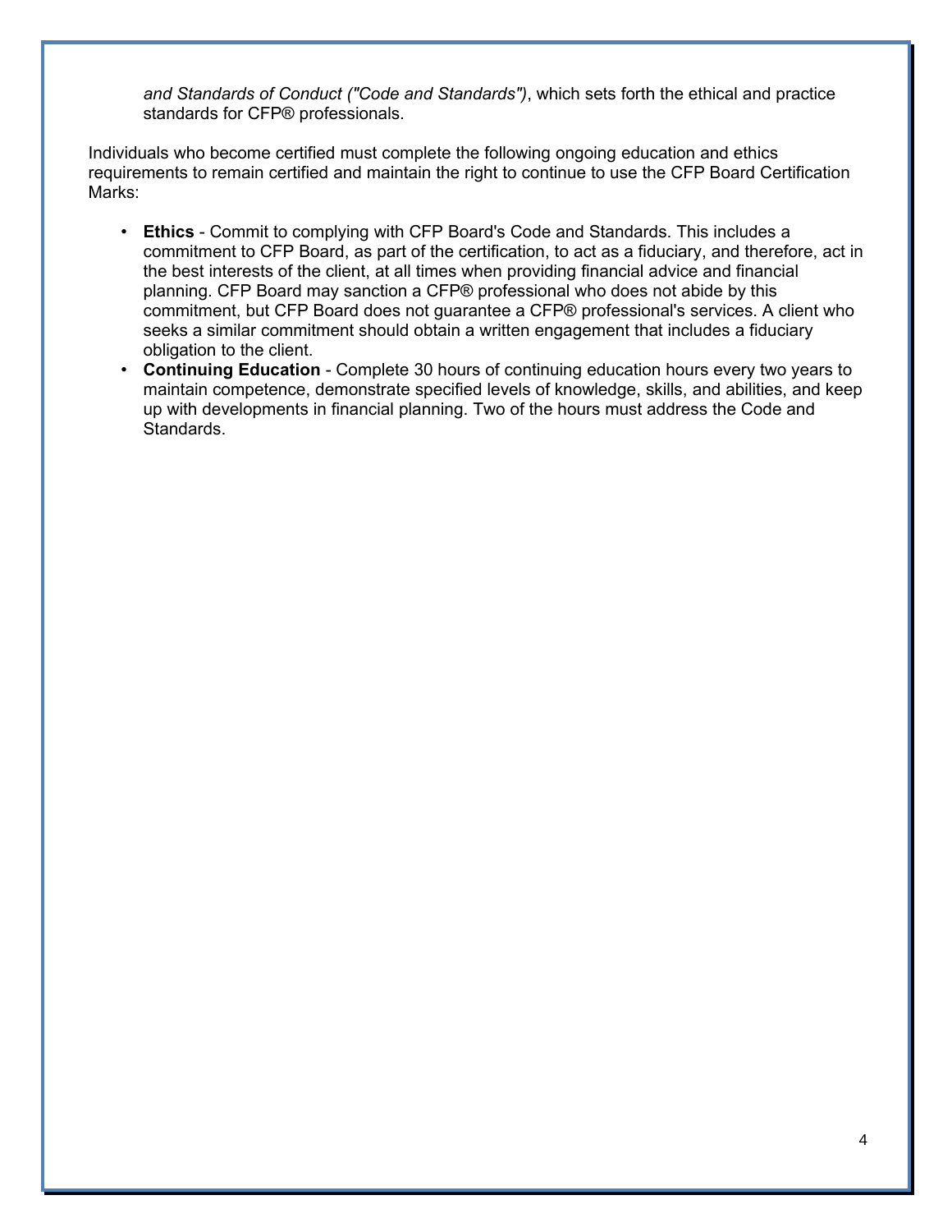*and Standards of Conduct ("Code and Standards")*, which sets forth the ethical and practice standards for CFP® professionals.

Individuals who become certified must complete the following ongoing education and ethics requirements to remain certified and maintain the right to continue to use the CFP Board Certification Marks:

- **Ethics** - Commit to complying with CFP Board's Code and Standards. This includes a commitment to CFP Board, as part of the certification, to act as a fiduciary, and therefore, act in the best interests of the client, at all times when providing financial advice and financial planning. CFP Board may sanction a CFP® professional who does not abide by this commitment, but CFP Board does not guarantee a CFP® professional's services. A client who seeks a similar commitment should obtain a written engagement that includes a fiduciary obligation to the client.
- **Continuing Education** - Complete 30 hours of continuing education hours every two years to maintain competence, demonstrate specified levels of knowledge, skills, and abilities, and keep up with developments in financial planning. Two of the hours must address the Code and Standards.